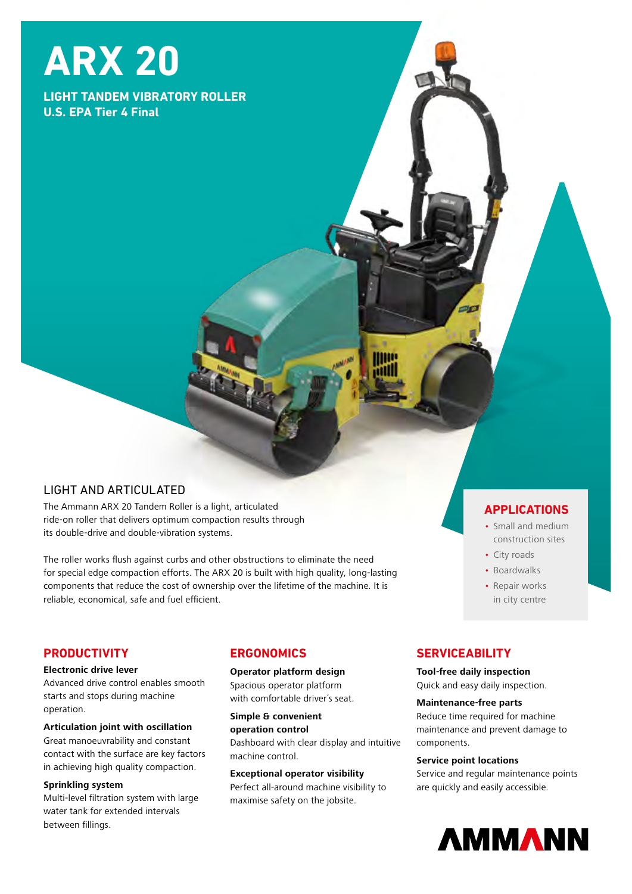# ARX 20

**LIGHT TANDEM VIBRATORY ROLLER**
**U.S. EPA Tier 4 Final**

## LIGHT AND ARTICULATED

The Ammann ARX 20 Tandem Roller is a light, articulated ride-on roller that delivers optimum compaction results through its double-drive and double-vibration systems.

The roller works flush against curbs and other obstructions to eliminate the need for special edge compaction efforts. The ARX 20 is built with high quality, long-lasting components that reduce the cost of ownership over the lifetime of the machine. It is reliable, economical, safe and fuel efficient.

## APPLICATIONS

- Small and medium construction sites
- City roads
- Boardwalks
- Repair works in city centre

## PRODUCTIVITY

**Electronic drive lever**
Advanced drive control enables smooth starts and stops during machine operation.

**Articulation joint with oscillation**
Great manoeuvrability and constant contact with the surface are key factors in achieving high quality compaction.

**Sprinkling system**
Multi-level filtration system with large water tank for extended intervals between fillings.

## ERGONOMICS

**Operator platform design**
Spacious operator platform with comfortable driver´s seat.

**Simple & convenient operation control**
Dashboard with clear display and intuitive machine control.

**Exceptional operator visibility**
Perfect all-around machine visibility to maximise safety on the jobsite.

## SERVICEABILITY

**Tool-free daily inspection**
Quick and easy daily inspection.

**Maintenance-free parts**
Reduce time required for machine maintenance and prevent damage to components.

**Service point locations**
Service and regular maintenance points are quickly and easily accessible.

AMMANN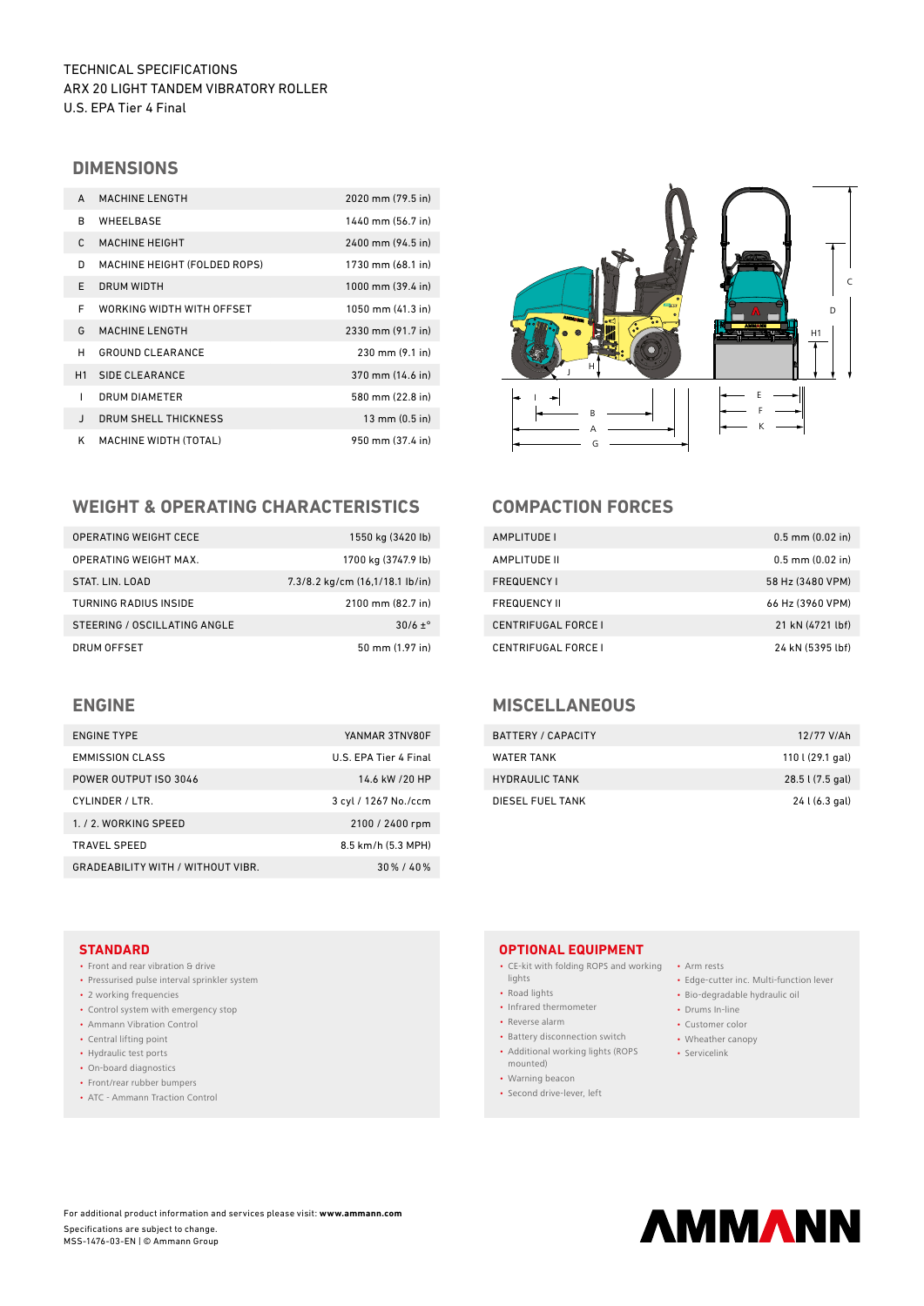TECHNICAL SPECIFICATIONS
ARX 20 LIGHT TANDEM VIBRATORY ROLLER
U.S. EPA Tier 4 Final

## DIMENSIONS

| | | |
|---|---|---|
| A | MACHINE LENGTH | 2020 mm (79.5 in) |
| B | WHEELBASE | 1440 mm (56.7 in) |
| C | MACHINE HEIGHT | 2400 mm (94.5 in) |
| D | MACHINE HEIGHT (FOLDED ROPS) | 1730 mm (68.1 in) |
| E | DRUM WIDTH | 1000 mm (39.4 in) |
| F | WORKING WIDTH WITH OFFSET | 1050 mm (41.3 in) |
| G | MACHINE LENGTH | 2330 mm (91.7 in) |
| H | GROUND CLEARANCE | 230 mm (9.1 in) |
| H1 | SIDE CLEARANCE | 370 mm (14.6 in) |
| I | DRUM DIAMETER | 580 mm (22.8 in) |
| J | DRUM SHELL THICKNESS | 13 mm (0.5 in) |
| K | MACHINE WIDTH (TOTAL) | 950 mm (37.4 in) |

## WEIGHT & OPERATING CHARACTERISTICS

| | |
|---|---|
| OPERATING WEIGHT CECE | 1550 kg (3420 lb) |
| OPERATING WEIGHT MAX. | 1700 kg (3747.9 lb) |
| STAT. LIN. LOAD | 7.3/8.2 kg/cm (16,1/18.1 lb/in) |
| TURNING RADIUS INSIDE | 2100 mm (82.7 in) |
| STEERING / OSCILLATING ANGLE | 30/6 ±° |
| DRUM OFFSET | 50 mm (1.97 in) |

## COMPACTION FORCES

| | |
|---|---|
| AMPLITUDE I | 0.5 mm (0.02 in) |
| AMPLITUDE II | 0.5 mm (0.02 in) |
| FREQUENCY I | 58 Hz (3480 VPM) |
| FREQUENCY II | 66 Hz (3960 VPM) |
| CENTRIFUGAL FORCE I | 21 kN (4721 lbf) |
| CENTRIFUGAL FORCE I | 24 kN (5395 lbf) |

## ENGINE

| | |
|---|---|
| ENGINE TYPE | YANMAR 3TNV80F |
| EMMISSION CLASS | U.S. EPA Tier 4 Final |
| POWER OUTPUT ISO 3046 | 14.6 kW /20 HP |
| CYLINDER / LTR. | 3 cyl / 1267 No./ccm |
| 1. / 2. WORKING SPEED | 2100 / 2400 rpm |
| TRAVEL SPEED | 8.5 km/h (5.3 MPH) |
| GRADEABILITY WITH / WITHOUT VIBR. | 30 % / 40 % |

## MISCELLANEOUS

| | |
|---|---|
| BATTERY / CAPACITY | 12/77 V/Ah |
| WATER TANK | 110 l (29.1 gal) |
| HYDRAULIC TANK | 28.5 l (7.5 gal) |
| DIESEL FUEL TANK | 24 l (6.3 gal) |

## STANDARD

- Front and rear vibration & drive
- Pressurised pulse interval sprinkler system
- 2 working frequencies
- Control system with emergency stop
- Ammann Vibration Control
- Central lifting point
- Hydraulic test ports
- On-board diagnostics
- Front/rear rubber bumpers
- ATC - Ammann Traction Control

## OPTIONAL EQUIPMENT

- CE-kit with folding ROPS and working lights
- Road lights
- Infrared thermometer
- Reverse alarm
- Battery disconnection switch
- Additional working lights (ROPS mounted)
- Warning beacon
- Second drive-lever, left
- Arm rests
- Edge-cutter inc. Multi-function lever
- Bio-degradable hydraulic oil
- Drums In-line
- Customer color
- Wheather canopy
- Servicelink

For additional product information and services please visit: **www.ammann.com**
Specifications are subject to change.
MSS-1476-03-EN | © Ammann Group

AMMANN